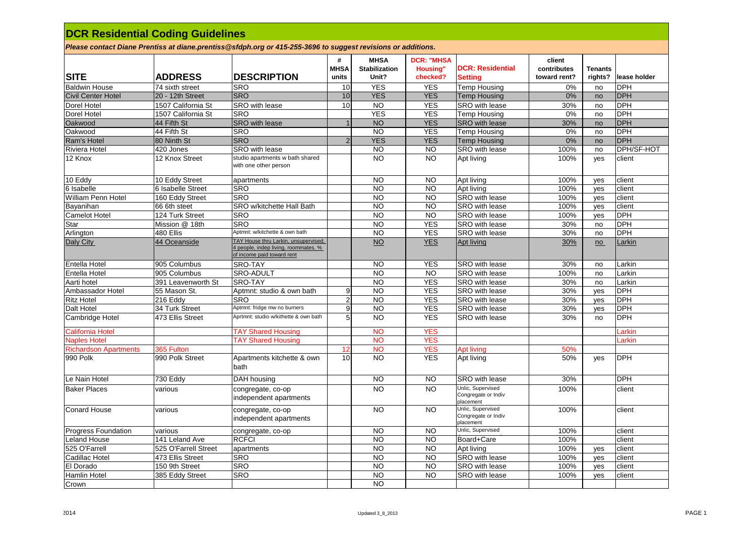# DCR Residential Coding Guidelines

*Please contact Diane Prentiss at diane.prentiss@sfdph.org or 415-255-3696 to suggest revisions or additions.*

| SITE | ADDRESS | DESCRIPTION | # MHSA units | MHSA Stabilization Unit? | DCR: "MHSA Housing" checked? | DCR: Residential Setting | client contributes toward rent? | Tenants rights? | lease holder |
|---|---|---|---|---|---|---|---|---|---|
| Baldwin House | 74 sixth street | SRO | 10 | YES | YES | Temp Housing | 0% | no | DPH |
| Civil Center Hotel | 20 - 12th Street | SRO | 10 | YES | YES | Temp Housing | 0% | no | DPH |
| Dorel Hotel | 1507 California St | SRO with lease | 10 | NO | YES | SRO with lease | 30% | no | DPH |
| Dorel Hotel | 1507 California St | SRO | | YES | YES | Temp Housing | 0% | no | DPH |
| Oakwood | 44 Fifth St | SRO with lease | 1 | NO | YES | SRO with lease | 30% | no | DPH |
| Oakwood | 44 Fifth St | SRO | | NO | YES | Temp Housing | 0% | no | DPH |
| Ram's Hotel | 80 Ninth St | SRO | 2 | YES | YES | Temp Housing | 0% | no | DPH |
| Riviera Hotel | 420 Jones | SRO with lease | | NO | NO | SRO with lease | 100% | no | DPH/SF-HOT |
| 12 Knox | 12 Knox Street | studio apartments w bath shared with one other person | | NO | NO | Apt living | 100% | yes | client |
| 10 Eddy | 10 Eddy Street | apartments | | NO | NO | Apt living | 100% | yes | client |
| 6 Isabelle | 6 Isabelle Street | SRO | | NO | NO | Apt living | 100% | yes | client |
| William Penn Hotel | 160 Eddy Street | SRO | | NO | NO | SRO with lease | 100% | yes | client |
| Bayanihan | 66 6th steet | SRO w/kitchette Hall Bath | | NO | NO | SRO with lease | 100% | yes | client |
| Camelot Hotel | 124 Turk Street | SRO | | NO | NO | SRO with lease | 100% | yes | DPH |
| Star | Mission @ 18th | SRO | | NO | YES | SRO with lease | 30% | no | DPH |
| Arlington | 480 Ellis | Aptmnt: w/kitchette & own bath | | NO | YES | SRO with lease | 30% | no | DPH |
| Daly City | 44 Oceanside | TAY House thru Larkin, unsupervised, 4 people, indep living, roommates, % of income paid toward rent | | NO | YES | Apt living | 30% | no | Larkin |
| Entella Hotel | 905 Columbus | SRO-TAY | | NO | YES | SRO with lease | 30% | no | Larkin |
| Entella Hotel | 905 Columbus | SRO-ADULT | | NO | NO | SRO with lease | 100% | no | Larkin |
| Aarti hotel | 391 Leavenworth St | SRO-TAY | | NO | YES | SRO with lease | 30% | no | Larkin |
| Ambassador Hotel | 55 Mason St. | Aptmnt: studio & own bath | 9 | NO | YES | SRO with lease | 30% | yes | DPH |
| Ritz Hotel | 216 Eddy | SRO | 2 | NO | YES | SRO with lease | 30% | yes | DPH |
| Dalt Hotel | 34 Turk Street | Aptmnt: fridge mw no burners | 9 | NO | YES | SRO with lease | 30% | yes | DPH |
| Cambridge Hotel | 473 Ellis Street | Aprtmnt: studio w/kithette & own bath | 5 | NO | YES | SRO with lease | 30% | no | DPH |
| California Hotel | | TAY Shared Housing | | NO | YES | | | | Larkin |
| Naples Hotel | | TAY Shared Housing | | NO | YES | | | | Larkin |
| Richardson Apartments | 365 Fulton | | 12 | NO | YES | Apt living | 50% | | |
| 990 Polk | 990 Polk Street | Apartments kitchette & own bath | 10 | NO | YES | Apt living | 50% | yes | DPH |
| Le Nain Hotel | 730 Eddy | DAH housing | | NO | NO | SRO with lease | 30% | | DPH |
| Baker Places | various | congregate, co-op independent apartments | | NO | NO | Unlic, Supervised Congregate or Indiv placement | 100% | | client |
| Conard House | various | congregate, co-op independent apartments | | NO | NO | Unlic, Supervised Congregate or Indiv placement | 100% | | client |
| Progress Foundation | various | congregate, co-op | | NO | NO | Unlic, Supervised | 100% | | client |
| Leland House | 141 Leland Ave | RCFCI | | NO | NO | Board+Care | 100% | | client |
| 525 O'Farrell | 525 O'Farrell Street | apartments | | NO | NO | Apt living | 100% | yes | client |
| Cadillac Hotel | 473 Ellis Street | SRO | | NO | NO | SRO with lease | 100% | yes | client |
| El Dorado | 150 9th Street | SRO | | NO | NO | SRO with lease | 100% | yes | client |
| Hamlin Hotel | 385 Eddy Street | SRO | | NO | NO | SRO with lease | 100% | yes | client |
| Crown | | | | NO | | | | | |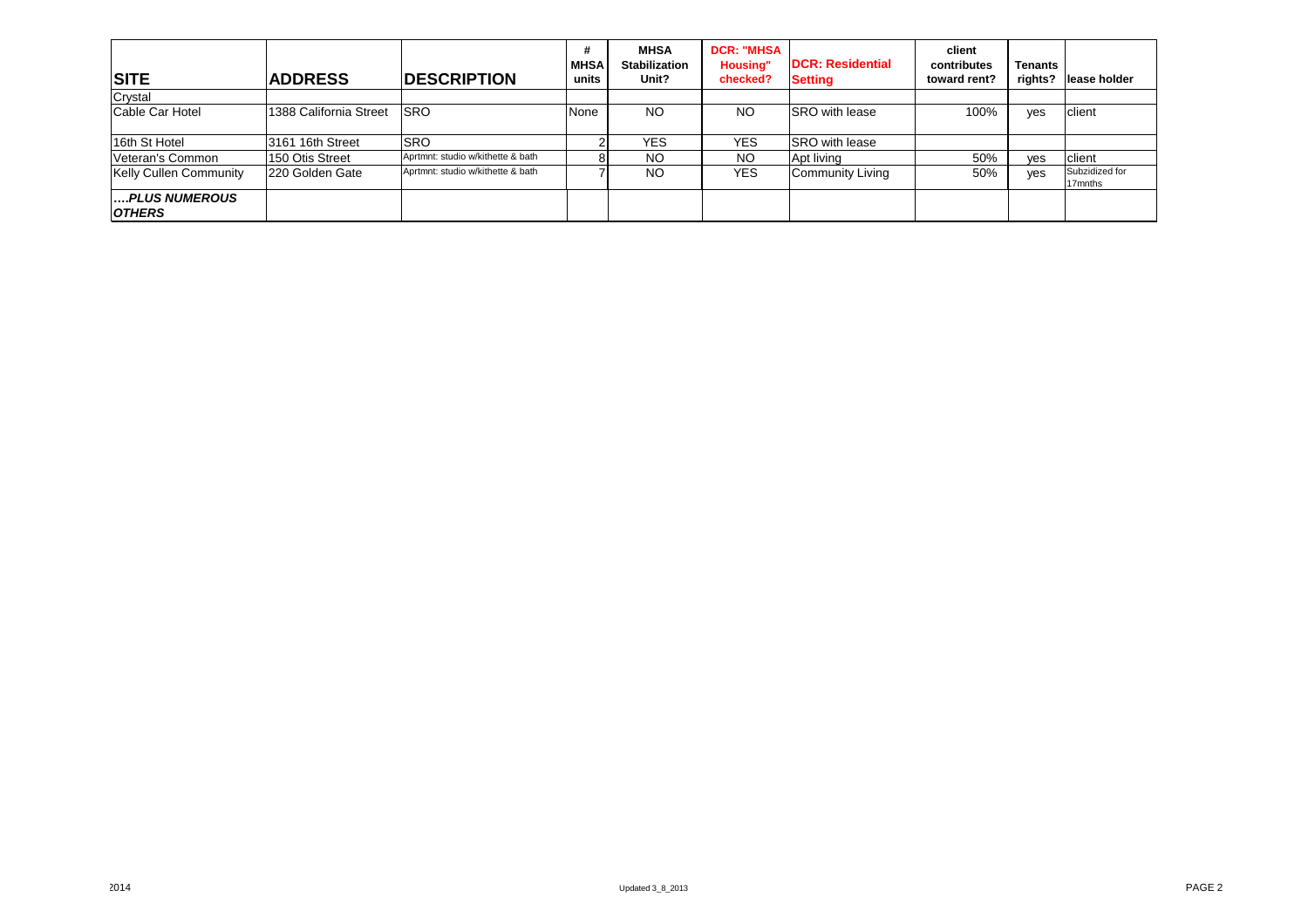| SITE | ADDRESS | DESCRIPTION | # MHSA units | MHSA Stabilization Unit? | DCR: "MHSA Housing" checked? | DCR: Residential Setting | client contributes toward rent? | Tenants rights? | lease holder |
|---|---|---|---|---|---|---|---|---|---|
| Crystal | | | | | | | | | |
| Cable Car Hotel | 1388 California Street | SRO | None | NO | NO | SRO with lease | 100% | yes | client |
| 16th St Hotel | 3161 16th Street | SRO | 2 | YES | YES | SRO with lease | | | |
| Veteran's Common | 150 Otis Street | Aprtmnt: studio w/kithette & bath | 8 | NO | NO | Apt living | 50% | yes | client |
| Kelly Cullen Community | 220 Golden Gate | Aprtmnt: studio w/kithette & bath | 7 | NO | YES | Community Living | 50% | yes | Subzidized for 17mnths |
| ***….PLUS NUMEROUS OTHERS*** | | | | | | | | | |

2014

Updated 3_8_2013